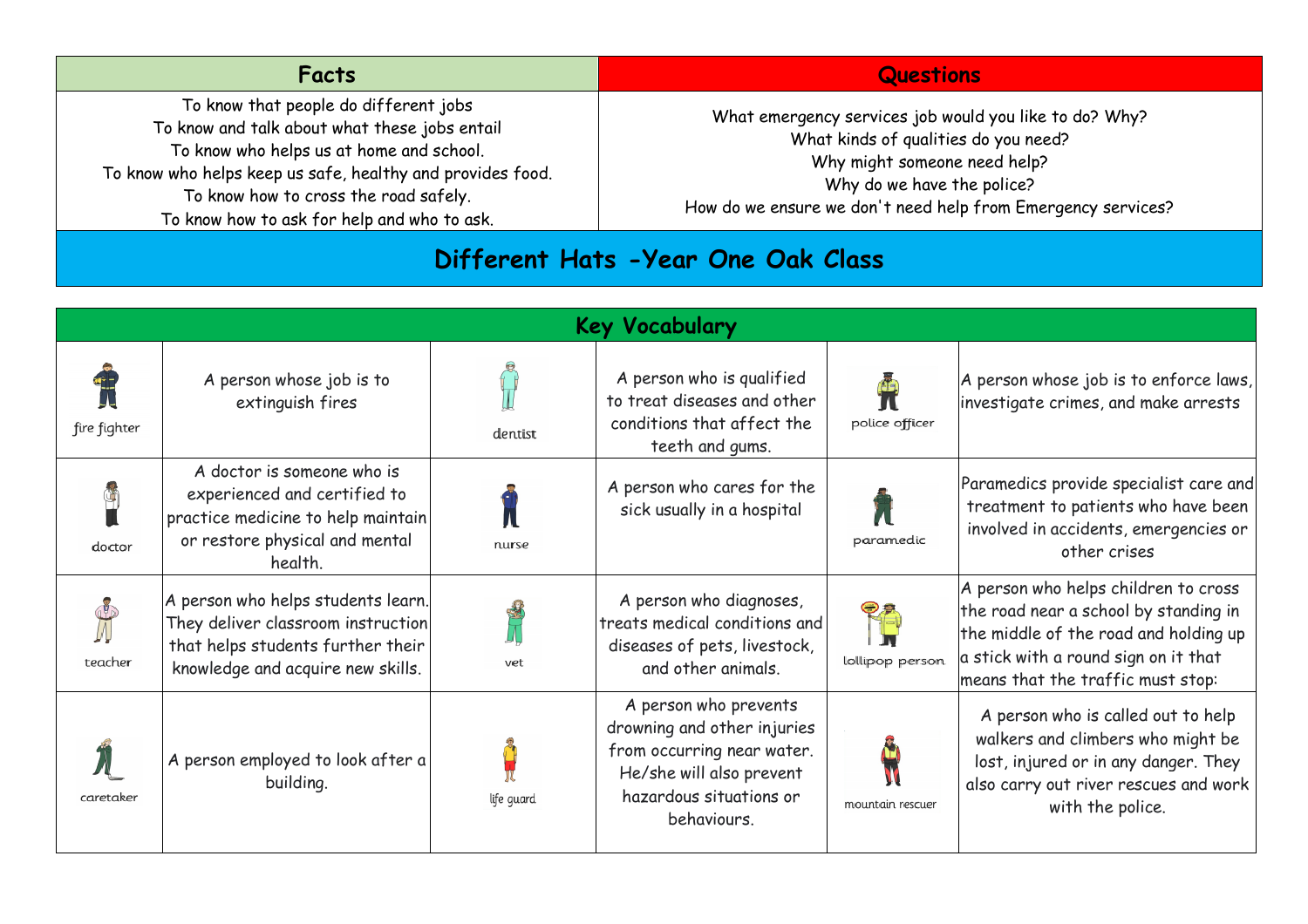| Facts | Questions |
| --- | --- |
| To know that people do different jobs<br>To know and talk about what these jobs entail<br>To know who helps us at home and school.<br>To know who helps keep us safe, healthy and provides food.<br>To know how to cross the road safely.<br>To know how to ask for help and who to ask. | What emergency services job would you like to do? Why?<br>What kinds of qualities do you need?<br>Why might someone need help?<br>Why do we have the police?<br>How do we ensure we don't need help from Emergency services? |

# Different Hats -Year One Oak Class

## Key Vocabulary

| | | | | | |
| --- | --- | --- | --- | --- | --- |
| fire fighter | A person whose job is to extinguish fires | dentist | A person who is qualified to treat diseases and other conditions that affect the teeth and gums. | police officer | A person whose job is to enforce laws, investigate crimes, and make arrests |
| doctor | A doctor is someone who is experienced and certified to practice medicine to help maintain or restore physical and mental health. | nurse | A person who cares for the sick usually in a hospital | paramedic | Paramedics provide specialist care and treatment to patients who have been involved in accidents, emergencies or other crises |
| teacher | A person who helps students learn. They deliver classroom instruction that helps students further their knowledge and acquire new skills. | vet | A person who diagnoses, treats medical conditions and diseases of pets, livestock, and other animals. | lollipop person | A person who helps children to cross the road near a school by standing in the middle of the road and holding up a stick with a round sign on it that means that the traffic must stop: |
| caretaker | A person employed to look after a building. | life guard | A person who prevents drowning and other injuries from occurring near water. He/she will also prevent hazardous situations or behaviours. | mountain rescuer | A person who is called out to help walkers and climbers who might be lost, injured or in any danger. They also carry out river rescues and work with the police. |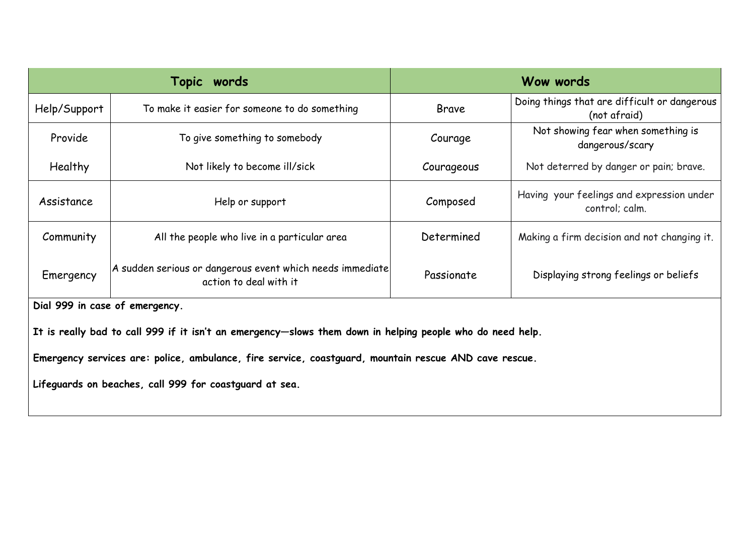| Topic words | | Wow words | |
|---|---|---|---|
| Help/Support | To make it easier for someone to do something | Brave | Doing things that are difficult or dangerous (not afraid) |
| Provide | To give something to somebody | Courage | Not showing fear when something is dangerous/scary |
| Healthy | Not likely to become ill/sick | Courageous | Not deterred by danger or pain; brave. |
| Assistance | Help or support | Composed | Having your feelings and expression under control; calm. |
| Community | All the people who live in a particular area | Determined | Making a firm decision and not changing it. |
| Emergency | A sudden serious or dangerous event which needs immediate action to deal with it | Passionate | Displaying strong feelings or beliefs |

**Dial 999 in case of emergency.**

**It is really bad to call 999 if it isn't an emergency—slows them down in helping people who do need help.**

**Emergency services are: police, ambulance, fire service, coastguard, mountain rescue AND cave rescue.**

**Lifeguards on beaches, call 999 for coastguard at sea.**